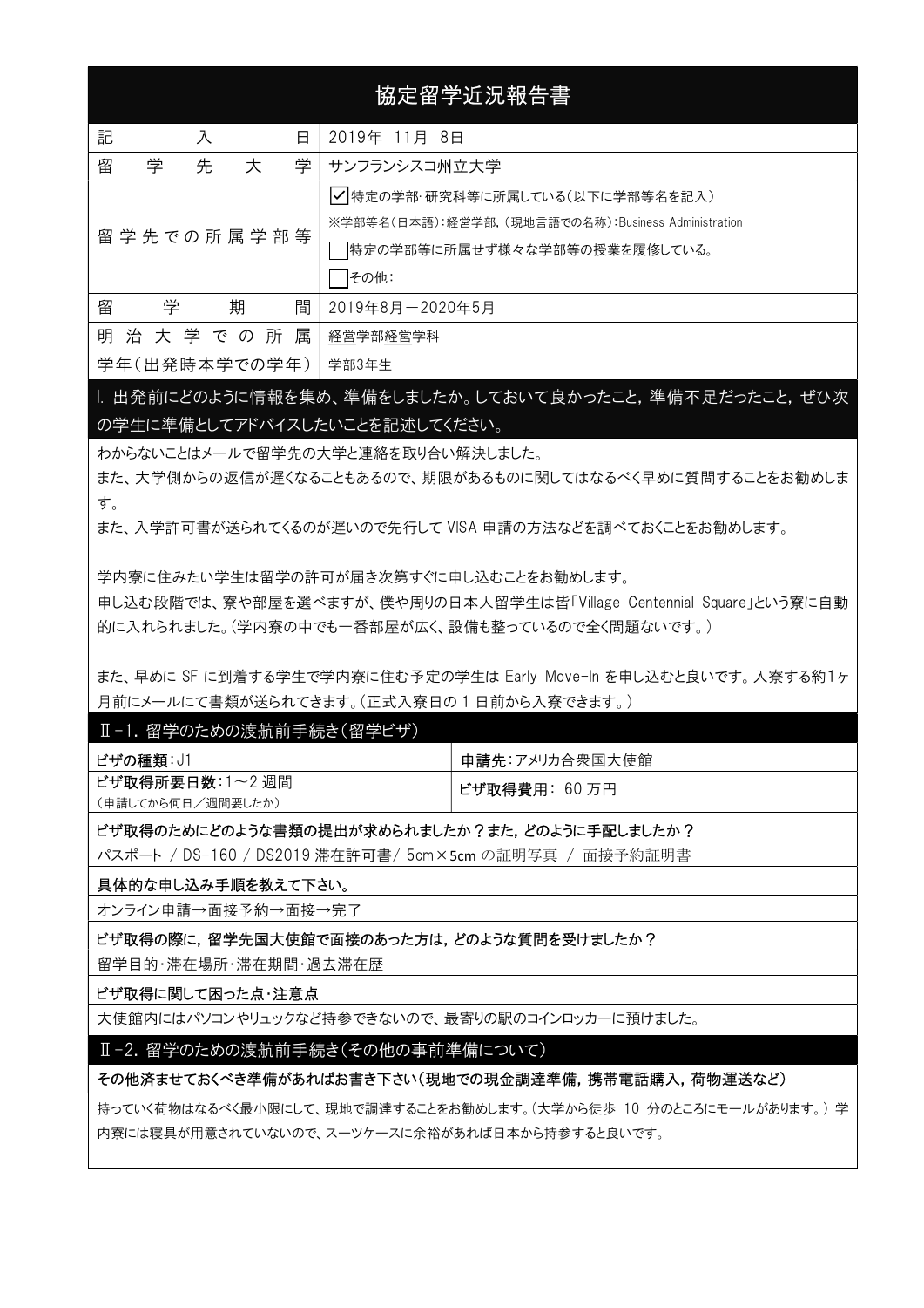# 協定留学近況報告書

| 記入日 | 2019年 11月 8日 |
| --- | --- |
| 留学先大学 | サンフランシスコ州立大学 |
| 留学先での所属学部等 | ☑特定の学部･研究科等に所属している(以下に学部等名を記入)<br>※学部等名(日本語):経営学部,(現地言語での名称):Business Administration<br>☐特定の学部等に所属せず様々な学部等の授業を履修している。<br>☐その他: |
| 留学期間 | 2019年8月－2020年5月 |
| 明治大学での所属 | 経営学部経営学科 |
| 学年(出発時本学での学年) | 学部3年生 |

## I. 出発前にどのように情報を集め、準備をしましたか。しておいて良かったこと，準備不足だったこと，ぜひ次の学生に準備としてアドバイスしたいことを記述してください。

わからないことはメールで留学先の大学と連絡を取り合い解決しました。

また、大学側からの返信が遅くなることもあるので、期限があるものに関してはなるべく早めに質問することをお勧めします。

また、入学許可書が送られてくるのが遅いので先行して VISA 申請の方法などを調べておくことをお勧めします。

学内寮に住みたい学生は留学の許可が届き次第すぐに申し込むことをお勧めします。

申し込む段階では、寮や部屋を選べますが、僕や周りの日本人留学生は皆「Village Centennial Square」という寮に自動的に入れられました。(学内寮の中でも一番部屋が広く、設備も整っているので全く問題ないです。)

また、早めに SF に到着する学生で学内寮に住む予定の学生は Early Move-In を申し込むと良いです。入寮する約1ヶ月前にメールにて書類が送られてきます。(正式入寮日の 1 日前から入寮できます。)

## Ⅱ-1. 留学のための渡航前手続き(留学ビザ)

| **ビザの種類**:J1 | **申請先**:アメリカ合衆国大使館 |
| --- | --- |
| **ビザ取得所要日数**:1～2 週間<br>(申請してから何日／週間要したか) | **ビザ取得費用**: 60 万円 |

**ビザ取得のためにどのような書類の提出が求められましたか？また，どのように手配しましたか？**

パスポート / DS-160 / DS2019 滞在許可書/ 5cm×5cm の証明写真 / 面接予約証明書

**具体的な申し込み手順を教えて下さい。**

オンライン申請→面接予約→面接→完了

**ビザ取得の際に，留学先国大使館で面接のあった方は，どのような質問を受けましたか？**

留学目的･滞在場所･滞在期間･過去滞在歴

**ビザ取得に関して困った点･注意点**

大使館内にはパソコンやリュックなど持参できないので、最寄りの駅のコインロッカーに預けました。

## Ⅱ-2. 留学のための渡航前手続き(その他の事前準備について)

**その他済ませておくべき準備があればお書き下さい(現地での現金調達準備，携帯電話購入，荷物運送など)**

持っていく荷物はなるべく最小限にして、現地で調達することをお勧めします。(大学から徒歩 10 分のところにモールがあります。) 学内寮には寝具が用意されていないので、スーツケースに余裕があれば日本から持参すると良いです。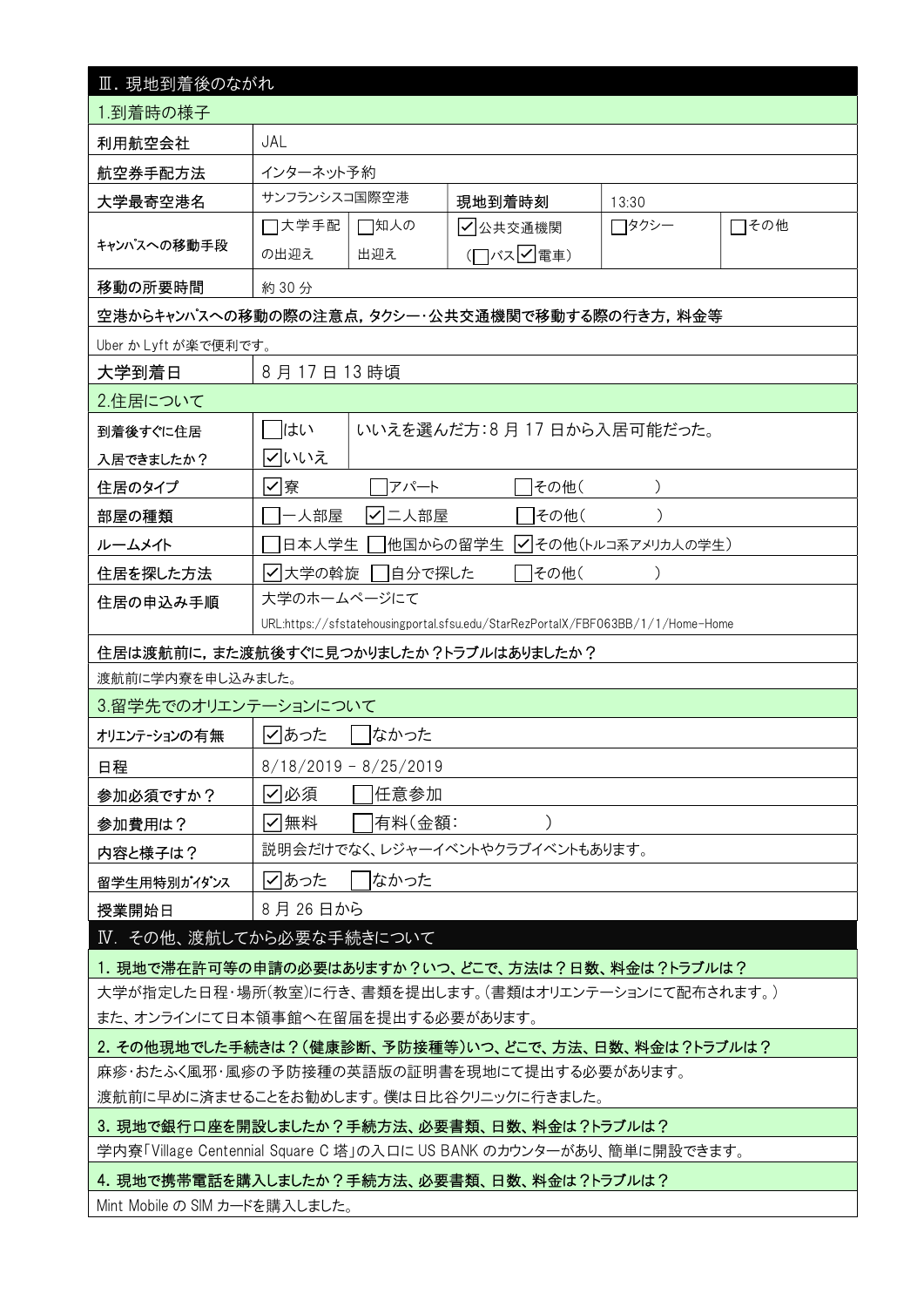## Ⅲ. 現地到着後のながれ

### 1.到着時の様子

| | | | | |
|---|---|---|---|---|
| 利用航空会社 | JAL | | | |
| 航空券手配方法 | インターネット予約 | | | |
| 大学最寄空港名 | サンフランシスコ国際空港 | 現地到着時刻 | 13:30 | |
| キャンパスへの移動手段 | □大学手配の出迎え □知人の出迎え ☑公共交通機関（□バス☑電車） □タクシー □その他 | | | |
| 移動の所要時間 | 約 30 分 | | | |

**空港からキャンパスへの移動の際の注意点，タクシー･公共交通機関で移動する際の行き方，料金等**

Uber か Lyft が楽で便利です。

| | |
|---|---|
| 大学到着日 | 8 月 17 日 13 時頃 |

### 2.住居について

| | |
|---|---|
| 到着後すぐに住居入居できましたか？ | □はい ☑いいえ　いいえを選んだ方：8 月 17 日から入居可能だった。 |
| 住居のタイプ | ☑寮 □アパート □その他（ ） |
| 部屋の種類 | □一人部屋 ☑二人部屋 □その他（ ） |
| ルームメイト | □日本人学生 □他国からの留学生 ☑その他（トルコ系アメリカ人の学生） |
| 住居を探した方法 | ☑大学の斡旋 □自分で探した □その他（ ） |
| 住居の申込み手順 | 大学のホームページにて<br>URL:https://sfstatehousingportal.sfsu.edu/StarRezPortalX/FBF063BB/1/1/Home-Home |

**住居は渡航前に，また渡航後すぐに見つかりましたか？トラブルはありましたか？**

渡航前に学内寮を申し込みました。

### 3.留学先でのオリエンテーションについて

| | |
|---|---|
| オリエンテーションの有無 | ☑あった □なかった |
| 日程 | 8/18/2019 - 8/25/2019 |
| 参加必須ですか？ | ☑必須 □任意参加 |
| 参加費用は？ | ☑無料 □有料（金額： ） |
| 内容と様子は？ | 説明会だけでなく、レジャーイベントやクラブイベントもあります。 |
| 留学生用特別ガイダンス | ☑あった □なかった |
| 授業開始日 | 8 月 26 日から |

## Ⅳ. その他、渡航してから必要な手続きについて

**1. 現地で滞在許可等の申請の必要はありますか？いつ、どこで、方法は？日数、料金は？トラブルは？**

大学が指定した日程･場所(教室)に行き、書類を提出します。(書類はオリエンテーションにて配布されます。)
また、オンラインにて日本領事館へ在留届を提出する必要があります。

**2. その他現地でした手続きは？（健康診断、予防接種等）いつ、どこで、方法、日数、料金は？トラブルは？**

麻疹･おたふく風邪･風疹の予防接種の英語版の証明書を現地にて提出する必要があります。
渡航前に早めに済ませることをお勧めします。僕は日比谷クリニックに行きました。

**3. 現地で銀行口座を開設しましたか？手続方法、必要書類、日数、料金は？トラブルは？**

学内寮「Village Centennial Square C 塔」の入口に US BANK のカウンターがあり、簡単に開設できます。

**4. 現地で携帯電話を購入しましたか？手続方法、必要書類、日数、料金は？トラブルは？**

Mint Mobile の SIM カードを購入しました。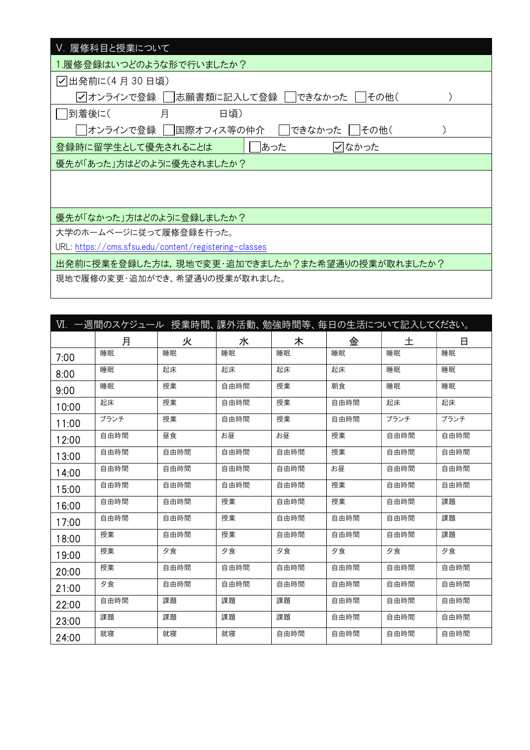## V. 履修科目と授業について

**1.履修登録はいつどのような形で行いましたか？**

☑出発前に(4 月 30 日頃)

☑オンラインで登録 ☐志願書類に記入して登録 ☐できなかった ☐その他(　　　　)

☐到着後に(　　月　　日頃)

☐オンラインで登録 ☐国際オフィス等の仲介 ☐できなかった ☐その他(　　　　)

| 登録時に留学生として優先されることは | ☐あった | ☑なかった |
|---|---|---|

**優先が「あった」方はどのように優先されましたか？**

**優先が「なかった」方はどのように登録しましたか？**

大学のホームページに従って履修登録を行った。

URL: https://cms.sfsu.edu/content/registering-classes

**出発前に授業を登録した方は，現地で変更・追加できましたか？また希望通りの授業が取れましたか？**

現地で履修の変更・追加ができ、希望通りの授業が取れました。

## VI. 一週間のスケジュール 授業時間、課外活動、勉強時間等、毎日の生活について記入してください。

| | 月 | 火 | 水 | 木 | 金 | 土 | 日 |
|---|---|---|---|---|---|---|---|
| 7:00 | 睡眠 | 睡眠 | 睡眠 | 睡眠 | 睡眠 | 睡眠 | 睡眠 |
| 8:00 | 睡眠 | 起床 | 起床 | 起床 | 起床 | 睡眠 | 睡眠 |
| 9:00 | 睡眠 | 授業 | 自由時間 | 授業 | 朝食 | 睡眠 | 睡眠 |
| 10:00 | 起床 | 授業 | 自由時間 | 授業 | 自由時間 | 起床 | 起床 |
| 11:00 | ブランチ | 授業 | 自由時間 | 授業 | 自由時間 | ブランチ | ブランチ |
| 12:00 | 自由時間 | 昼食 | お昼 | お昼 | 授業 | 自由時間 | 自由時間 |
| 13:00 | 自由時間 | 自由時間 | 自由時間 | 自由時間 | 授業 | 自由時間 | 自由時間 |
| 14:00 | 自由時間 | 自由時間 | 自由時間 | 自由時間 | お昼 | 自由時間 | 自由時間 |
| 15:00 | 自由時間 | 自由時間 | 自由時間 | 自由時間 | 授業 | 自由時間 | 自由時間 |
| 16:00 | 自由時間 | 自由時間 | 授業 | 自由時間 | 授業 | 自由時間 | 課題 |
| 17:00 | 自由時間 | 自由時間 | 授業 | 自由時間 | 自由時間 | 自由時間 | 課題 |
| 18:00 | 授業 | 自由時間 | 授業 | 自由時間 | 自由時間 | 自由時間 | 課題 |
| 19:00 | 授業 | 夕食 | 夕食 | 夕食 | 夕食 | 夕食 | 夕食 |
| 20:00 | 授業 | 自由時間 | 自由時間 | 自由時間 | 自由時間 | 自由時間 | 自由時間 |
| 21:00 | 夕食 | 自由時間 | 自由時間 | 自由時間 | 自由時間 | 自由時間 | 自由時間 |
| 22:00 | 自由時間 | 課題 | 課題 | 課題 | 自由時間 | 自由時間 | 自由時間 |
| 23:00 | 課題 | 課題 | 課題 | 課題 | 自由時間 | 自由時間 | 自由時間 |
| 24:00 | 就寝 | 就寝 | 就寝 | 自由時間 | 自由時間 | 自由時間 | 自由時間 |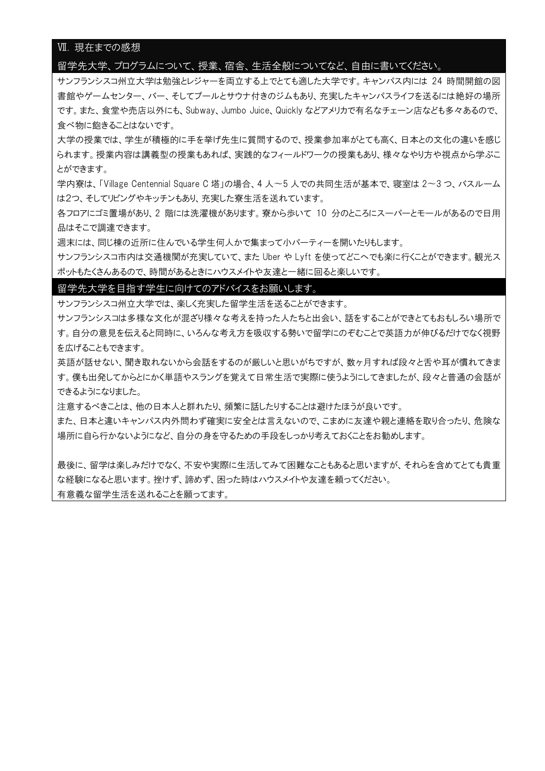## Ⅶ. 現在までの感想

### 留学先大学、プログラムについて、授業、宿舎、生活全般についてなど、自由に書いてください。

サンフランシスコ州立大学は勉強とレジャーを両立する上でとても適した大学です。キャンパス内には 24 時間開館の図書館やゲームセンター、バー、そしてプールとサウナ付きのジムもあり、充実したキャンパスライフを送るには絶好の場所です。また、食堂や売店以外にも、Subway、Jumbo Juice、Quickly などアメリカで有名なチェーン店なども多々あるので、食べ物に飽きることはないです。

大学の授業では、学生が積極的に手を挙げ先生に質問するので、授業参加率がとても高く、日本との文化の違いを感じられます。授業内容は講義型の授業もあれば、実践的なフィールドワークの授業もあり、様々なやり方や視点から学ぶことができます。

学内寮は、「Village Centennial Square C 塔」の場合、4 人～5 人での共同生活が基本で、寝室は 2～3 つ、バスルームは2つ、そしてリビングやキッチンもあり、充実した寮生活を送れています。

各フロアにゴミ置場があり、2 階には洗濯機があります。寮から歩いて 10 分のところにスーパーとモールがあるので日用品はそこで調達できます。

週末には、同じ棟の近所に住んでいる学生何人かで集まって小パーティーを開いたりもします。

サンフランシスコ市内は交通機関が充実していて、また Uber や Lyft を使ってどこへでも楽に行くことができます。観光スポットもたくさんあるので、時間があるときにハウスメイトや友達と一緒に回ると楽しいです。

### 留学先大学を目指す学生に向けてのアドバイスをお願いします。

サンフランシスコ州立大学では、楽しく充実した留学生活を送ることができます。

サンフランシスコは多様な文化が混ざり様々な考えを持った人たちと出会い、話をすることができとてもおもしろい場所です。自分の意見を伝えると同時に、いろんな考え方を吸収する勢いで留学にのぞむことで英語力が伸びるだけでなく視野を広げることもできます。

英語が話せない、聞き取れないから会話をするのが厳しいと思いがちですが、数ヶ月すれば段々と舌や耳が慣れてきます。僕も出発してからとにかく単語やスラングを覚えて日常生活で実際に使うようにしてきましたが、段々と普通の会話ができるようになりました。

注意するべきことは、他の日本人と群れたり、頻繁に話したりすることは避けたほうが良いです。

また、日本と違いキャンパス内外問わず確実に安全とは言えないので、こまめに友達や親と連絡を取り合ったり、危険な場所に自ら行かないようになど、自分の身を守るための手段をしっかり考えておくことをお勧めします。

最後に、留学は楽しみだけでなく、不安や実際に生活してみて困難なこともあると思いますが、それらを含めてとても貴重な経験になると思います。挫けず、諦めず、困った時はハウスメイトや友達を頼ってください。

有意義な留学生活を送れることを願ってます。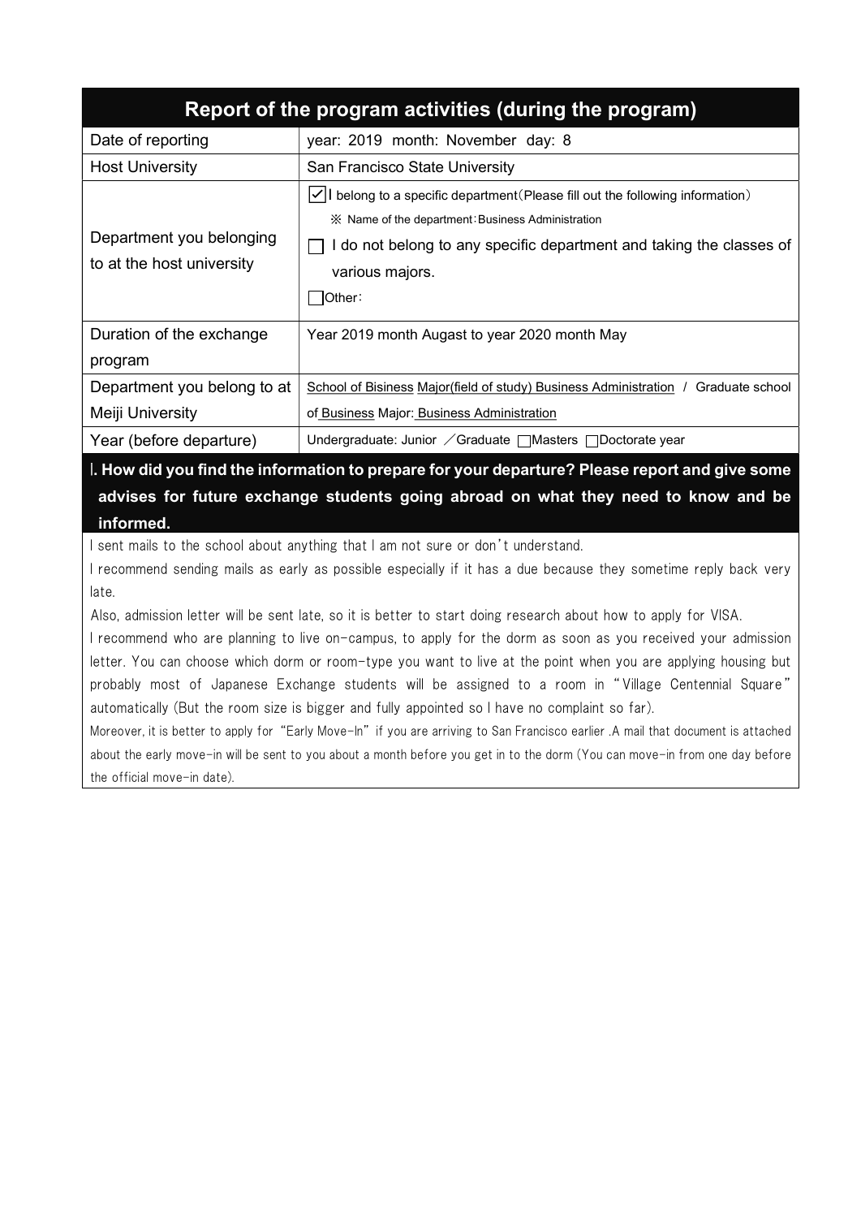## Report of the program activities (during the program)

| | |
|---|---|
| Date of reporting | year: 2019 month: November day: 8 |
| Host University | San Francisco State University |
| Department you belonging to at the host university | ☑ I belong to a specific department(Please fill out the following information)<br>※ Name of the department：Business Administration<br>☐ I do not belong to any specific department and taking the classes of various majors.<br>☐ Other： |
| Duration of the exchange program | Year 2019 month Augast to year 2020 month May |
| Department you belong to at Meiji University | School of Bisiness Major(field of study) Business Administration / Graduate school of Business Major: Business Administration |
| Year (before departure) | Undergraduate: Junior ／Graduate ☐Masters ☐Doctorate year |

### Ⅰ. How did you find the information to prepare for your departure? Please report and give some advises for future exchange students going abroad on what they need to know and be informed.

I sent mails to the school about anything that I am not sure or don't understand.

I recommend sending mails as early as possible especially if it has a due because they sometime reply back very late.

Also, admission letter will be sent late, so it is better to start doing research about how to apply for VISA.

I recommend who are planning to live on-campus, to apply for the dorm as soon as you received your admission letter. You can choose which dorm or room-type you want to live at the point when you are applying housing but probably most of Japanese Exchange students will be assigned to a room in "Village Centennial Square" automatically (But the room size is bigger and fully appointed so I have no complaint so far).

Moreover, it is better to apply for "Early Move-In" if you are arriving to San Francisco earlier .A mail that document is attached about the early move-in will be sent to you about a month before you get in to the dorm (You can move-in from one day before the official move-in date).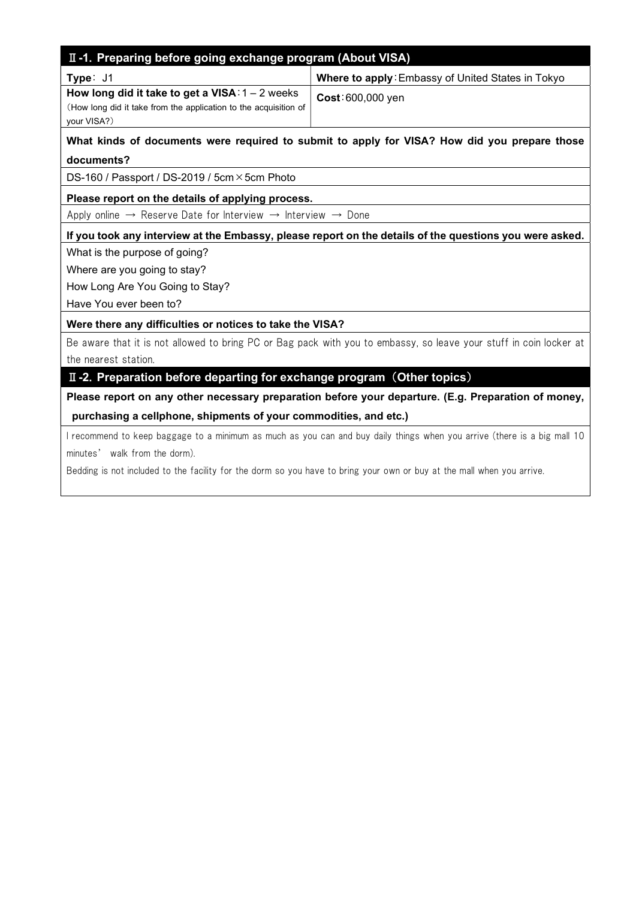## Ⅱ-1. Preparing before going exchange program (About VISA)

| **Type**: J1 | **Where to apply**: Embassy of United States in Tokyo |
|---|---|
| **How long did it take to get a VISA**: 1 – 2 weeks<br>(How long did it take from the application to the acquisition of your VISA?) | **Cost**: 600,000 yen |

**What kinds of documents were required to submit to apply for VISA? How did you prepare those documents?**

DS-160 / Passport / DS-2019 / 5cm×5cm Photo

**Please report on the details of applying process.**

Apply online → Reserve Date for Interview → Interview → Done

**If you took any interview at the Embassy, please report on the details of the questions you were asked.**

What is the purpose of going?

Where are you going to stay?

How Long Are You Going to Stay?

Have You ever been to?

**Were there any difficulties or notices to take the VISA?**

Be aware that it is not allowed to bring PC or Bag pack with you to embassy, so leave your stuff in coin locker at the nearest station.

## Ⅱ-2. Preparation before departing for exchange program（Other topics）

**Please report on any other necessary preparation before your departure. (E.g. Preparation of money, purchasing a cellphone, shipments of your commodities, and etc.)**

I recommend to keep baggage to a minimum as much as you can and buy daily things when you arrive (there is a big mall 10 minutes' walk from the dorm).

Bedding is not included to the facility for the dorm so you have to bring your own or buy at the mall when you arrive.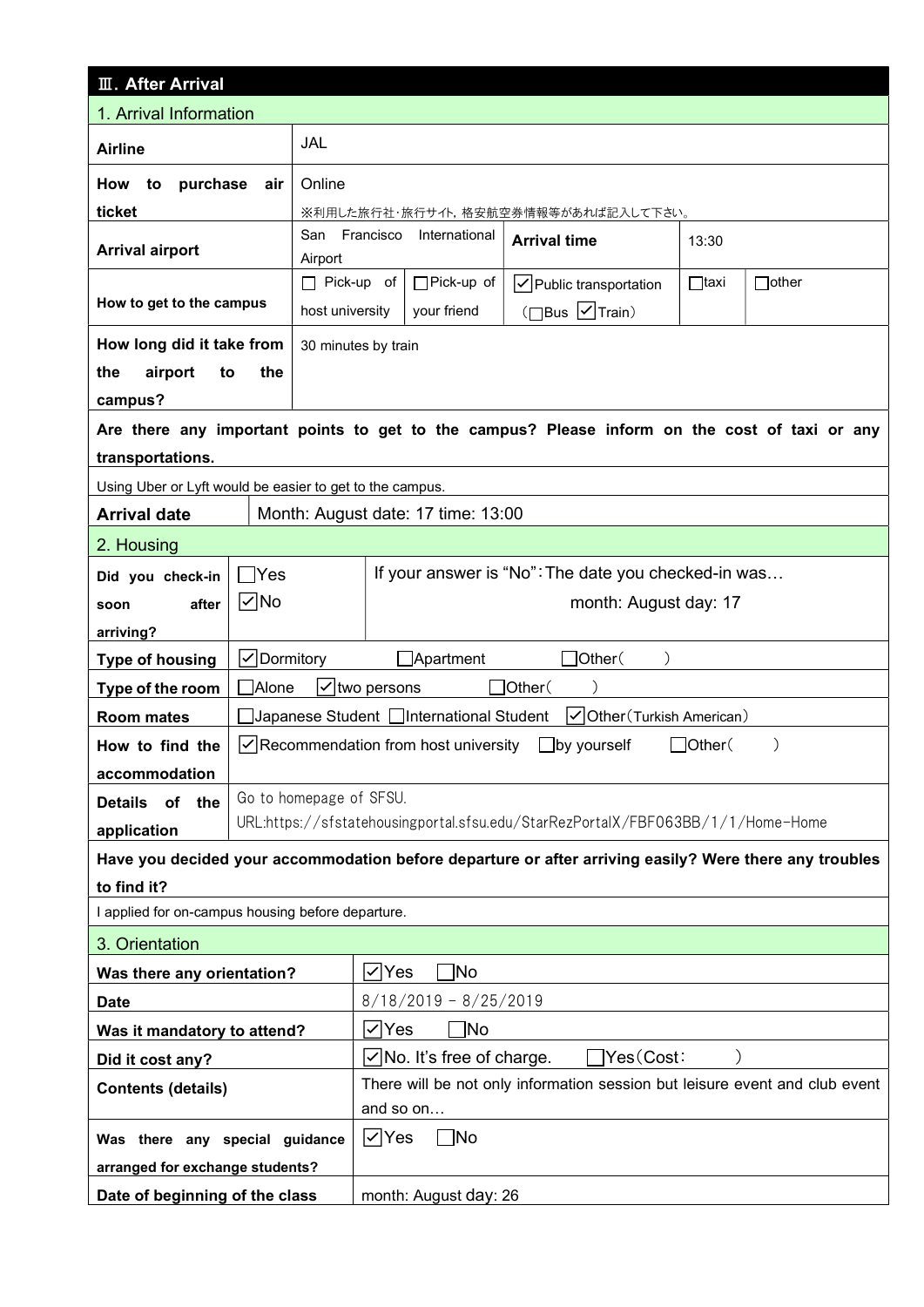## Ⅲ. After Arrival

### 1. Arrival Information

| | | | | | |
|---|---|---|---|---|---|
| **Airline** | JAL | | | | |
| **How to purchase air ticket** | Online<br>※利用した旅行社･旅行サイト, 格安航空券情報等があれば記入して下さい。 | | | | |
| **Arrival airport** | San Francisco International Airport | **Arrival time** | 13:30 | | |
| **How to get to the campus** | ☐ Pick-up of host university | ☐Pick-up of your friend | ☑Public transportation (☐Bus ☑Train) | ☐taxi | ☐other |
| **How long did it take from the airport to the campus?** | 30 minutes by train | | | | |

**Are there any important points to get to the campus? Please inform on the cost of taxi or any transportations.**

Using Uber or Lyft would be easier to get to the campus.

| | |
|---|---|
| **Arrival date** | Month: August date: 17 time: 13:00 |

### 2. Housing

| | | |
|---|---|---|
| **Did you check-in soon after arriving?** | ☐Yes<br>☑No | If your answer is "No":The date you checked-in was…<br>month: August day: 17 |
| **Type of housing** | ☑Dormitory ☐Apartment ☐Other( ) | |
| **Type of the room** | ☐Alone ☑two persons ☐Other( ) | |
| **Room mates** | ☐Japanese Student ☐International Student ☑Other(Turkish American) | |
| **How to find the accommodation** | ☑Recommendation from host university ☐by yourself ☐Other( ) | |
| **Details of the application** | Go to homepage of SFSU.<br>URL:https://sfstatehousingportal.sfsu.edu/StarRezPortalX/FBF063BB/1/1/Home-Home | |

**Have you decided your accommodation before departure or after arriving easily? Were there any troubles to find it?**

I applied for on-campus housing before departure.

### 3. Orientation

| | |
|---|---|
| **Was there any orientation?** | ☑Yes ☐No |
| **Date** | 8/18/2019 – 8/25/2019 |
| **Was it mandatory to attend?** | ☑Yes ☐No |
| **Did it cost any?** | ☑No. It's free of charge. ☐Yes(Cost: ) |
| **Contents (details)** | There will be not only information session but leisure event and club event and so on… |
| **Was there any special guidance arranged for exchange students?** | ☑Yes ☐No |
| **Date of beginning of the class** | month: August day: 26 |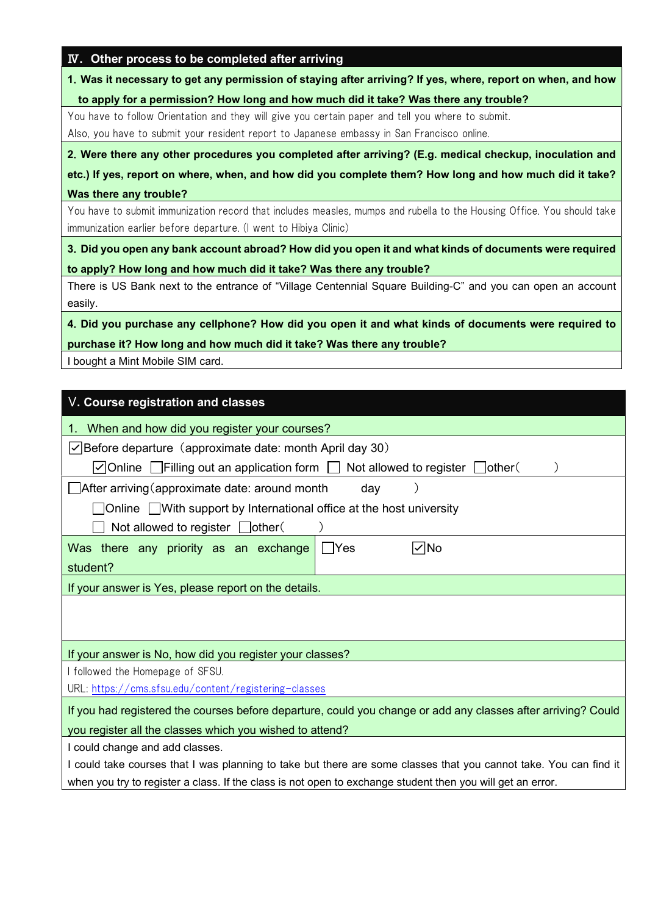## Ⅳ. Other process to be completed after arriving

**1. Was it necessary to get any permission of staying after arriving? If yes, where, report on when, and how to apply for a permission? How long and how much did it take? Was there any trouble?**

You have to follow Orientation and they will give you certain paper and tell you where to submit.
Also, you have to submit your resident report to Japanese embassy in San Francisco online.

**2. Were there any other procedures you completed after arriving? (E.g. medical checkup, inoculation and etc.) If yes, report on where, when, and how did you complete them? How long and how much did it take? Was there any trouble?**

You have to submit immunization record that includes measles, mumps and rubella to the Housing Office. You should take immunization earlier before departure. (I went to Hibiya Clinic)

**3. Did you open any bank account abroad? How did you open it and what kinds of documents were required to apply? How long and how much did it take? Was there any trouble?**

There is US Bank next to the entrance of "Village Centennial Square Building-C" and you can open an account easily.

**4. Did you purchase any cellphone? How did you open it and what kinds of documents were required to purchase it? How long and how much did it take? Was there any trouble?**

I bought a Mint Mobile SIM card.

## Ⅴ. Course registration and classes

1. When and how did you register your courses?

☑ Before departure（approximate date: month April day 30）

☑ Online ☐ Filling out an application form ☐ Not allowed to register ☐ other（ ）

☐ After arriving（approximate date: around month day ）

☐ Online ☐ With support by International office at the host university

☐ Not allowed to register ☐ other（ ）

| Was there any priority as an exchange student? | ☐ Yes | ☑ No |
|---|---|---|

If your answer is Yes, please report on the details.

If your answer is No, how did you register your classes?

I followed the Homepage of SFSU.
URL: https://cms.sfsu.edu/content/registering-classes

If you had registered the courses before departure, could you change or add any classes after arriving? Could you register all the classes which you wished to attend?

I could change and add classes.
I could take courses that I was planning to take but there are some classes that you cannot take. You can find it when you try to register a class. If the class is not open to exchange student then you will get an error.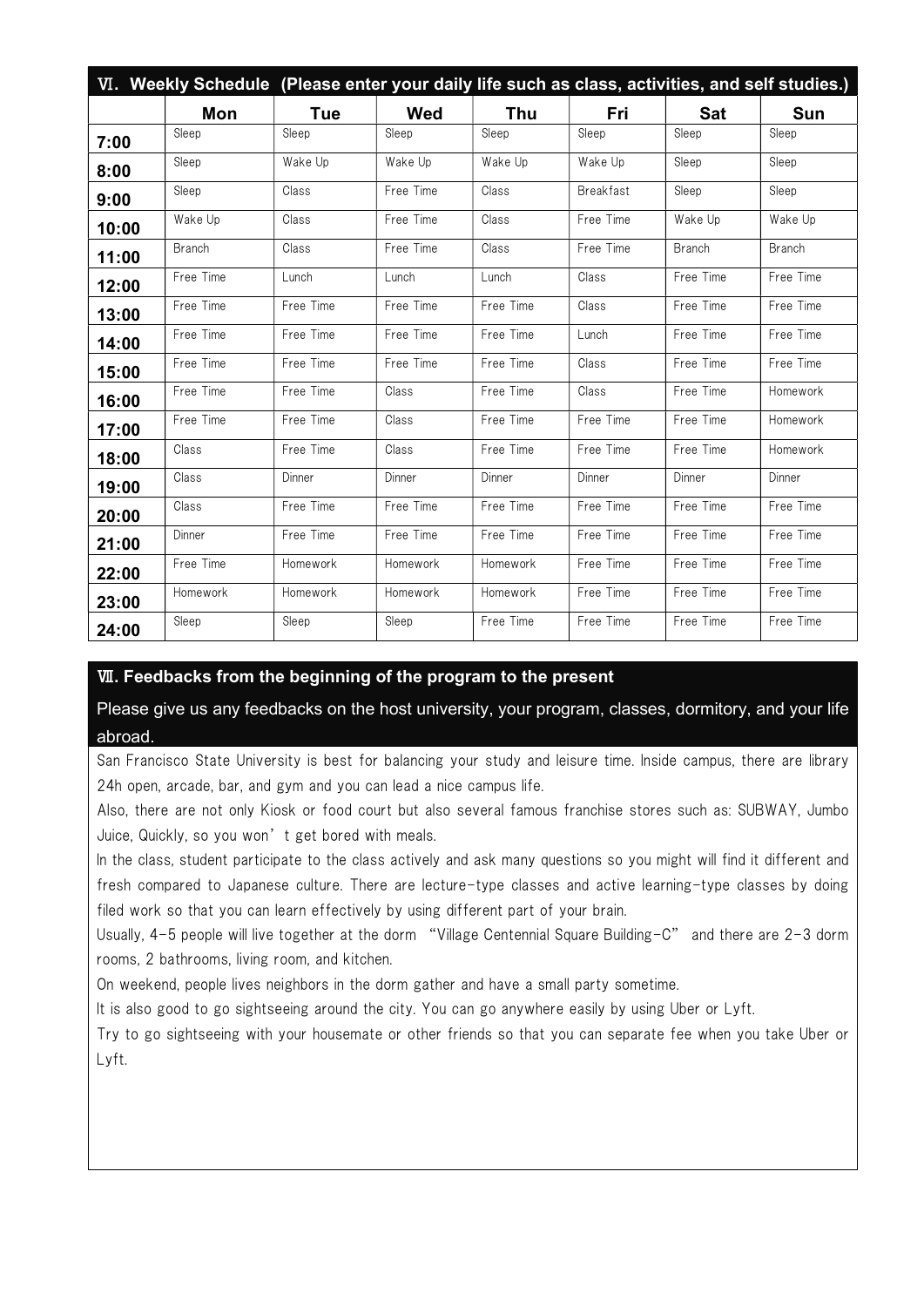## Ⅵ. Weekly Schedule (Please enter your daily life such as class, activities, and self studies.)

| | Mon | Tue | Wed | Thu | Fri | Sat | Sun |
|---|---|---|---|---|---|---|---|
| 7:00 | Sleep | Sleep | Sleep | Sleep | Sleep | Sleep | Sleep |
| 8:00 | Sleep | Wake Up | Wake Up | Wake Up | Wake Up | Sleep | Sleep |
| 9:00 | Sleep | Class | Free Time | Class | Breakfast | Sleep | Sleep |
| 10:00 | Wake Up | Class | Free Time | Class | Free Time | Wake Up | Wake Up |
| 11:00 | Branch | Class | Free Time | Class | Free Time | Branch | Branch |
| 12:00 | Free Time | Lunch | Lunch | Lunch | Class | Free Time | Free Time |
| 13:00 | Free Time | Free Time | Free Time | Free Time | Class | Free Time | Free Time |
| 14:00 | Free Time | Free Time | Free Time | Free Time | Lunch | Free Time | Free Time |
| 15:00 | Free Time | Free Time | Free Time | Free Time | Class | Free Time | Free Time |
| 16:00 | Free Time | Free Time | Class | Free Time | Class | Free Time | Homework |
| 17:00 | Free Time | Free Time | Class | Free Time | Free Time | Free Time | Homework |
| 18:00 | Class | Free Time | Class | Free Time | Free Time | Free Time | Homework |
| 19:00 | Class | Dinner | Dinner | Dinner | Dinner | Dinner | Dinner |
| 20:00 | Class | Free Time | Free Time | Free Time | Free Time | Free Time | Free Time |
| 21:00 | Dinner | Free Time | Free Time | Free Time | Free Time | Free Time | Free Time |
| 22:00 | Free Time | Homework | Homework | Homework | Free Time | Free Time | Free Time |
| 23:00 | Homework | Homework | Homework | Homework | Free Time | Free Time | Free Time |
| 24:00 | Sleep | Sleep | Sleep | Free Time | Free Time | Free Time | Free Time |

## Ⅶ. Feedbacks from the beginning of the program to the present

Please give us any feedbacks on the host university, your program, classes, dormitory, and your life abroad.

San Francisco State University is best for balancing your study and leisure time. Inside campus, there are library 24h open, arcade, bar, and gym and you can lead a nice campus life.

Also, there are not only Kiosk or food court but also several famous franchise stores such as: SUBWAY, Jumbo Juice, Quickly, so you won' t get bored with meals.

In the class, student participate to the class actively and ask many questions so you might will find it different and fresh compared to Japanese culture. There are lecture-type classes and active learning-type classes by doing filed work so that you can learn effectively by using different part of your brain.

Usually, 4-5 people will live together at the dorm "Village Centennial Square Building-C" and there are 2-3 dorm rooms, 2 bathrooms, living room, and kitchen.

On weekend, people lives neighbors in the dorm gather and have a small party sometime.

It is also good to go sightseeing around the city. You can go anywhere easily by using Uber or Lyft.

Try to go sightseeing with your housemate or other friends so that you can separate fee when you take Uber or Lyft.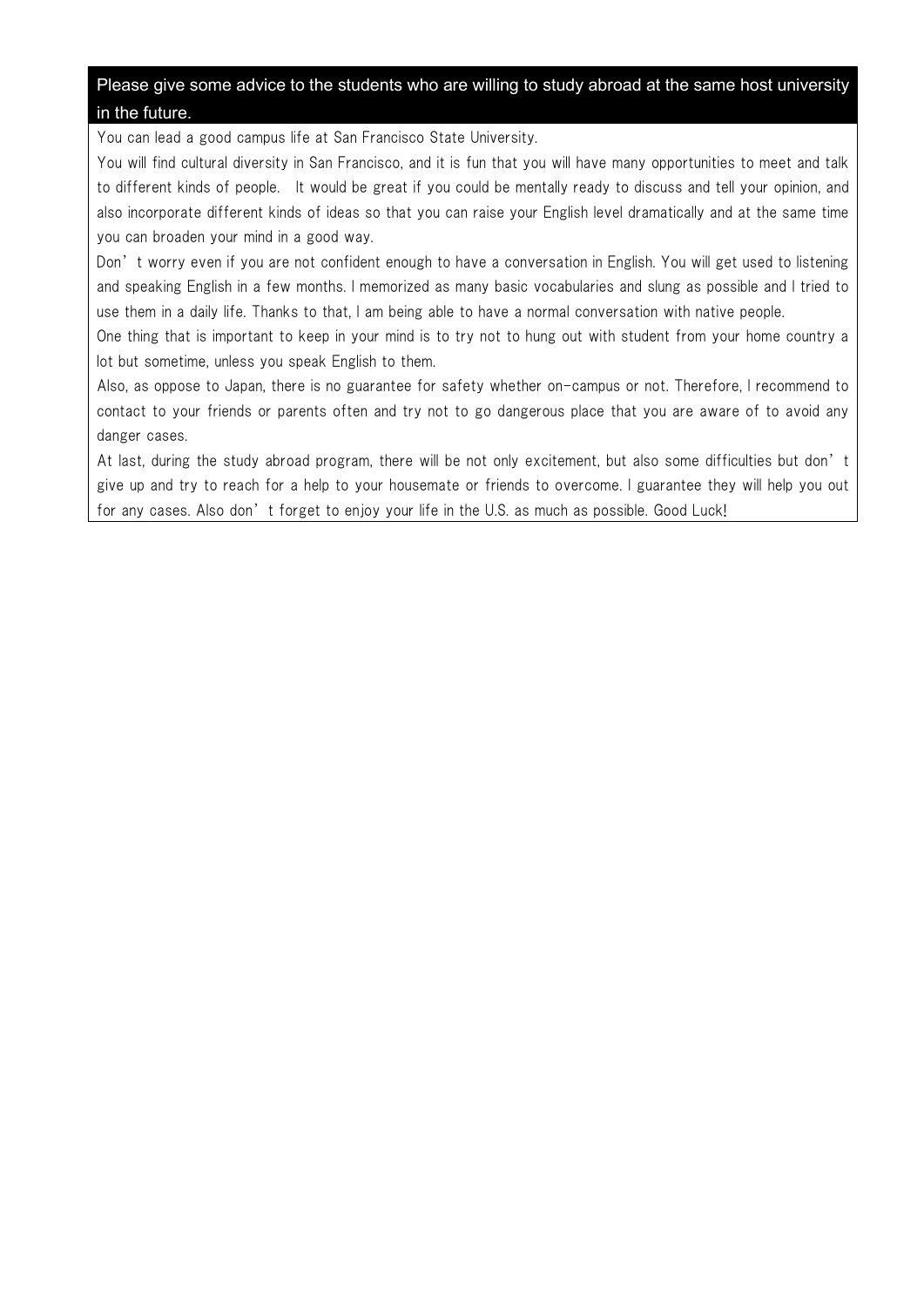**Please give some advice to the students who are willing to study abroad at the same host university in the future.**

You can lead a good campus life at San Francisco State University.

You will find cultural diversity in San Francisco, and it is fun that you will have many opportunities to meet and talk to different kinds of people.  It would be great if you could be mentally ready to discuss and tell your opinion, and also incorporate different kinds of ideas so that you can raise your English level dramatically and at the same time you can broaden your mind in a good way.

Don't worry even if you are not confident enough to have a conversation in English. You will get used to listening and speaking English in a few months. I memorized as many basic vocabularies and slung as possible and I tried to use them in a daily life. Thanks to that, I am being able to have a normal conversation with native people.

One thing that is important to keep in your mind is to try not to hung out with student from your home country a lot but sometime, unless you speak English to them.

Also, as oppose to Japan, there is no guarantee for safety whether on-campus or not. Therefore, I recommend to contact to your friends or parents often and try not to go dangerous place that you are aware of to avoid any danger cases.

At last, during the study abroad program, there will be not only excitement, but also some difficulties but don't give up and try to reach for a help to your housemate or friends to overcome. I guarantee they will help you out for any cases. Also don't forget to enjoy your life in the U.S. as much as possible. Good Luck!